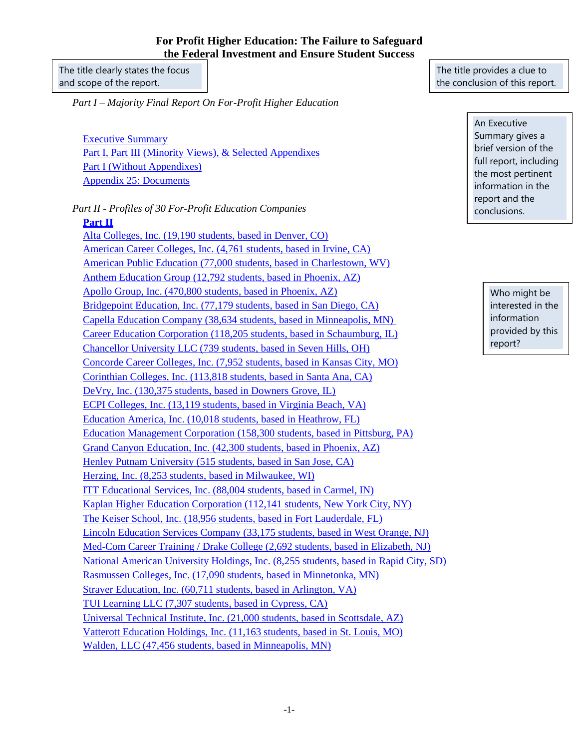# For Profit Higher Education: The Failure to Safeguard the Federal Investment and Ensure Student Success

The title clearly states the focus and scope of the report.

The title provides a clue to the conclusion of this report.

*Part I – Majority Final Report On For-Profit Higher Education*

An Executive Summary gives a brief version of the full report, including the most pertinent information in the report and the conclusions.

- Executive Summary
- Part I, Part III (Minority Views), & Selected Appendixes
- Part I (Without Appendixes)
- Appendix 25: Documents

*Part II - Profiles of 30 For-Profit Education Companies*

Who might be interested in the information provided by this report?

**Part II**

- Alta Colleges, Inc. (19,190 students, based in Denver, CO)
- American Career Colleges, Inc. (4,761 students, based in Irvine, CA)
- American Public Education (77,000 students, based in Charlestown, WV)
- Anthem Education Group (12,792 students, based in Phoenix, AZ)
- Apollo Group, Inc. (470,800 students, based in Phoenix, AZ)
- Bridgepoint Education, Inc. (77,179 students, based in San Diego, CA)
- Capella Education Company (38,634 students, based in Minneapolis, MN)
- Career Education Corporation (118,205 students, based in Schaumburg, IL)
- Chancellor University LLC (739 students, based in Seven Hills, OH)
- Concorde Career Colleges, Inc. (7,952 students, based in Kansas City, MO)
- Corinthian Colleges, Inc. (113,818 students, based in Santa Ana, CA)
- DeVry, Inc. (130,375 students, based in Downers Grove, IL)
- ECPI Colleges, Inc. (13,119 students, based in Virginia Beach, VA)
- Education America, Inc. (10,018 students, based in Heathrow, FL)
- Education Management Corporation (158,300 students, based in Pittsburg, PA)
- Grand Canyon Education, Inc. (42,300 students, based in Phoenix, AZ)
- Henley Putnam University (515 students, based in San Jose, CA)
- Herzing, Inc. (8,253 students, based in Milwaukee, WI)
- ITT Educational Services, Inc. (88,004 students, based in Carmel, IN)
- Kaplan Higher Education Corporation (112,141 students, New York City, NY)
- The Keiser School, Inc. (18,956 students, based in Fort Lauderdale, FL)
- Lincoln Education Services Company (33,175 students, based in West Orange, NJ)
- Med-Com Career Training / Drake College (2,692 students, based in Elizabeth, NJ)
- National American University Holdings, Inc. (8,255 students, based in Rapid City, SD)
- Rasmussen Colleges, Inc. (17,090 students, based in Minnetonka, MN)
- Strayer Education, Inc. (60,711 students, based in Arlington, VA)
- TUI Learning LLC (7,307 students, based in Cypress, CA)
- Universal Technical Institute, Inc. (21,000 students, based in Scottsdale, AZ)
- Vatterott Education Holdings, Inc. (11,163 students, based in St. Louis, MO)
- Walden, LLC (47,456 students, based in Minneapolis, MN)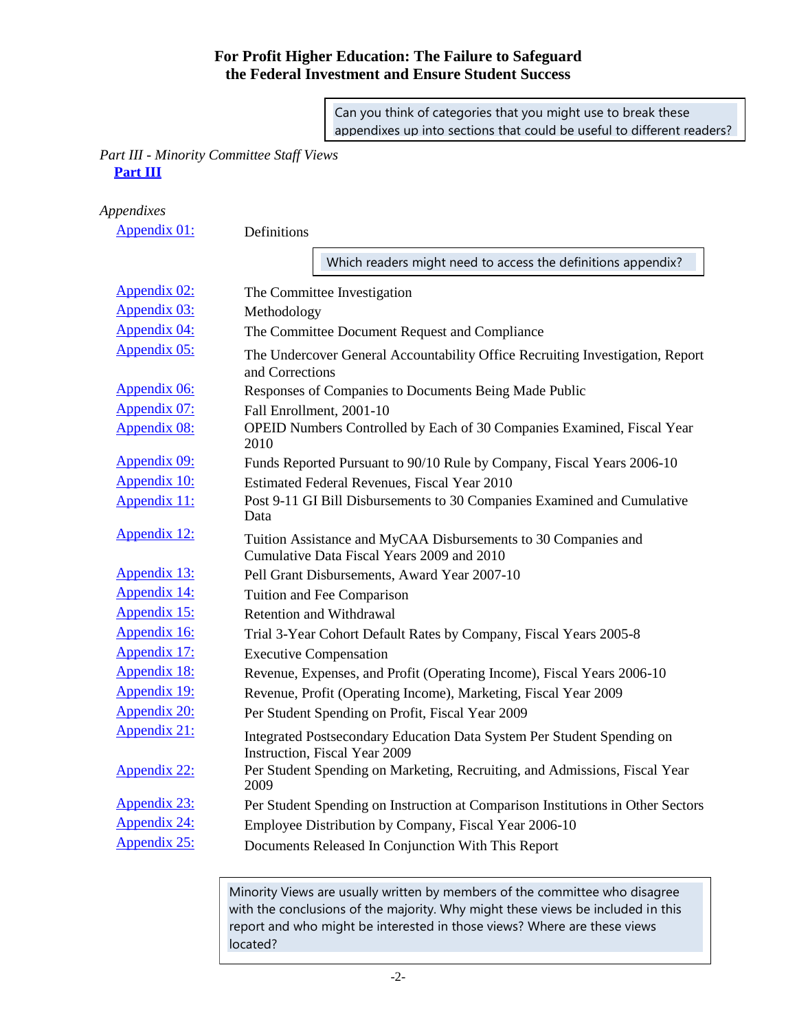**For Profit Higher Education: The Failure to Safeguard the Federal Investment and Ensure Student Success**

> Can you think of categories that you might use to break these appendixes up into sections that could be useful to different readers?

*Part III - Minority Committee Staff Views*

**Part III**

*Appendixes*

| | |
|---|---|
| Appendix 01: | Definitions |

> Which readers might need to access the definitions appendix?

| | |
|---|---|
| Appendix 02: | The Committee Investigation |
| Appendix 03: | Methodology |
| Appendix 04: | The Committee Document Request and Compliance |
| Appendix 05: | The Undercover General Accountability Office Recruiting Investigation, Report and Corrections |
| Appendix 06: | Responses of Companies to Documents Being Made Public |
| Appendix 07: | Fall Enrollment, 2001-10 |
| Appendix 08: | OPEID Numbers Controlled by Each of 30 Companies Examined, Fiscal Year 2010 |
| Appendix 09: | Funds Reported Pursuant to 90/10 Rule by Company, Fiscal Years 2006-10 |
| Appendix 10: | Estimated Federal Revenues, Fiscal Year 2010 |
| Appendix 11: | Post 9-11 GI Bill Disbursements to 30 Companies Examined and Cumulative Data |
| Appendix 12: | Tuition Assistance and MyCAA Disbursements to 30 Companies and Cumulative Data Fiscal Years 2009 and 2010 |
| Appendix 13: | Pell Grant Disbursements, Award Year 2007-10 |
| Appendix 14: | Tuition and Fee Comparison |
| Appendix 15: | Retention and Withdrawal |
| Appendix 16: | Trial 3-Year Cohort Default Rates by Company, Fiscal Years 2005-8 |
| Appendix 17: | Executive Compensation |
| Appendix 18: | Revenue, Expenses, and Profit (Operating Income), Fiscal Years 2006-10 |
| Appendix 19: | Revenue, Profit (Operating Income), Marketing, Fiscal Year 2009 |
| Appendix 20: | Per Student Spending on Profit, Fiscal Year 2009 |
| Appendix 21: | Integrated Postsecondary Education Data System Per Student Spending on Instruction, Fiscal Year 2009 |
| Appendix 22: | Per Student Spending on Marketing, Recruiting, and Admissions, Fiscal Year 2009 |
| Appendix 23: | Per Student Spending on Instruction at Comparison Institutions in Other Sectors |
| Appendix 24: | Employee Distribution by Company, Fiscal Year 2006-10 |
| Appendix 25: | Documents Released In Conjunction With This Report |

> Minority Views are usually written by members of the committee who disagree with the conclusions of the majority. Why might these views be included in this report and who might be interested in those views? Where are these views located?